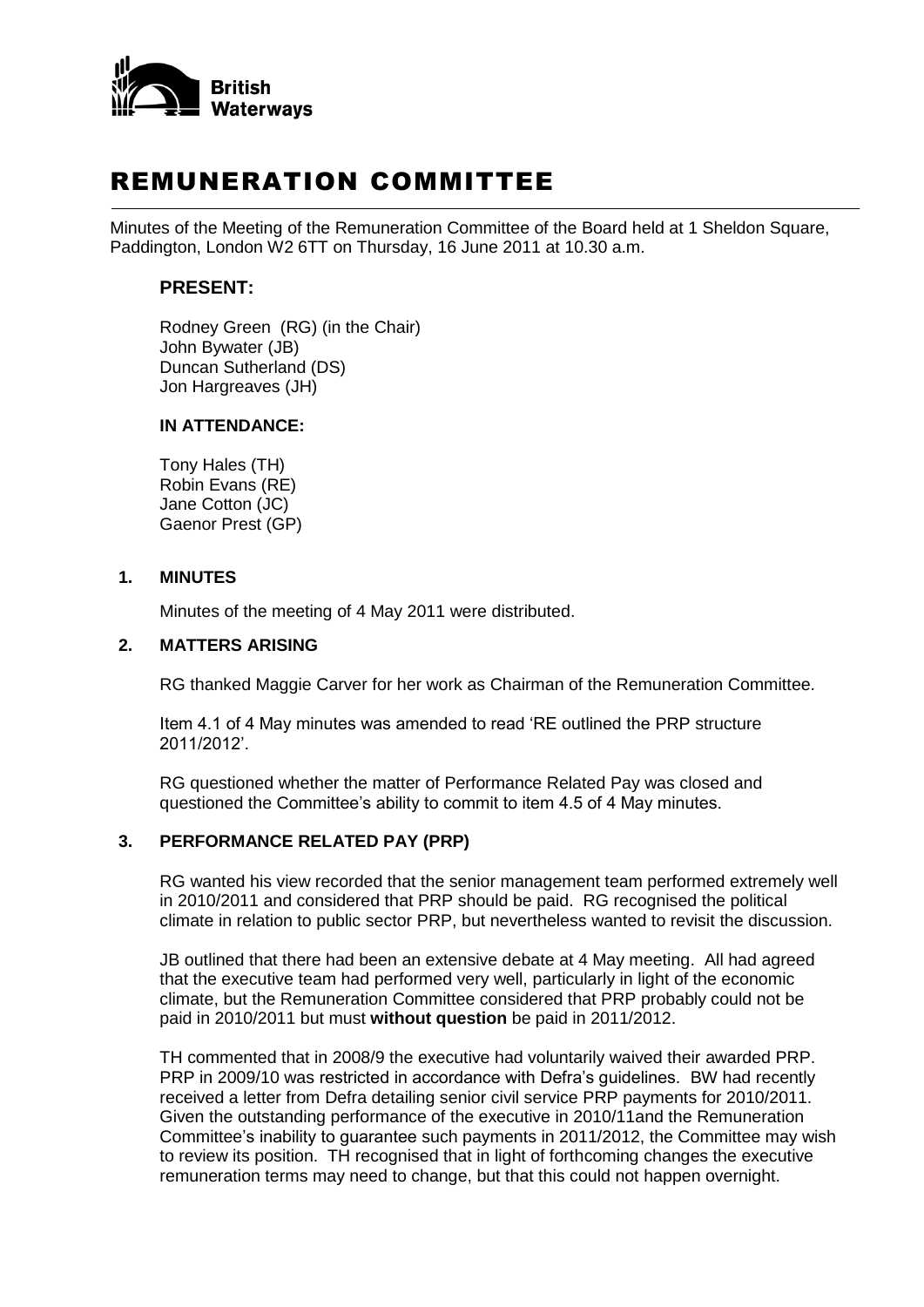British Waterways

# REMUNERATION COMMITTEE

Minutes of the Meeting of the Remuneration Committee of the Board held at 1 Sheldon Square, Paddington, London W2 6TT on Thursday, 16 June 2011 at 10.30 a.m.

## PRESENT:

Rodney Green (RG) (in the Chair)
John Bywater (JB)
Duncan Sutherland (DS)
Jon Hargreaves (JH)

### IN ATTENDANCE:

Tony Hales (TH)
Robin Evans (RE)
Jane Cotton (JC)
Gaenor Prest (GP)

### 1. MINUTES

Minutes of the meeting of 4 May 2011 were distributed.

### 2. MATTERS ARISING

RG thanked Maggie Carver for her work as Chairman of the Remuneration Committee.

Item 4.1 of 4 May minutes was amended to read 'RE outlined the PRP structure 2011/2012'.

RG questioned whether the matter of Performance Related Pay was closed and questioned the Committee's ability to commit to item 4.5 of 4 May minutes.

### 3. PERFORMANCE RELATED PAY (PRP)

RG wanted his view recorded that the senior management team performed extremely well in 2010/2011 and considered that PRP should be paid. RG recognised the political climate in relation to public sector PRP, but nevertheless wanted to revisit the discussion.

JB outlined that there had been an extensive debate at 4 May meeting. All had agreed that the executive team had performed very well, particularly in light of the economic climate, but the Remuneration Committee considered that PRP probably could not be paid in 2010/2011 but must **without question** be paid in 2011/2012.

TH commented that in 2008/9 the executive had voluntarily waived their awarded PRP. PRP in 2009/10 was restricted in accordance with Defra's guidelines. BW had recently received a letter from Defra detailing senior civil service PRP payments for 2010/2011. Given the outstanding performance of the executive in 2010/11and the Remuneration Committee's inability to guarantee such payments in 2011/2012, the Committee may wish to review its position. TH recognised that in light of forthcoming changes the executive remuneration terms may need to change, but that this could not happen overnight.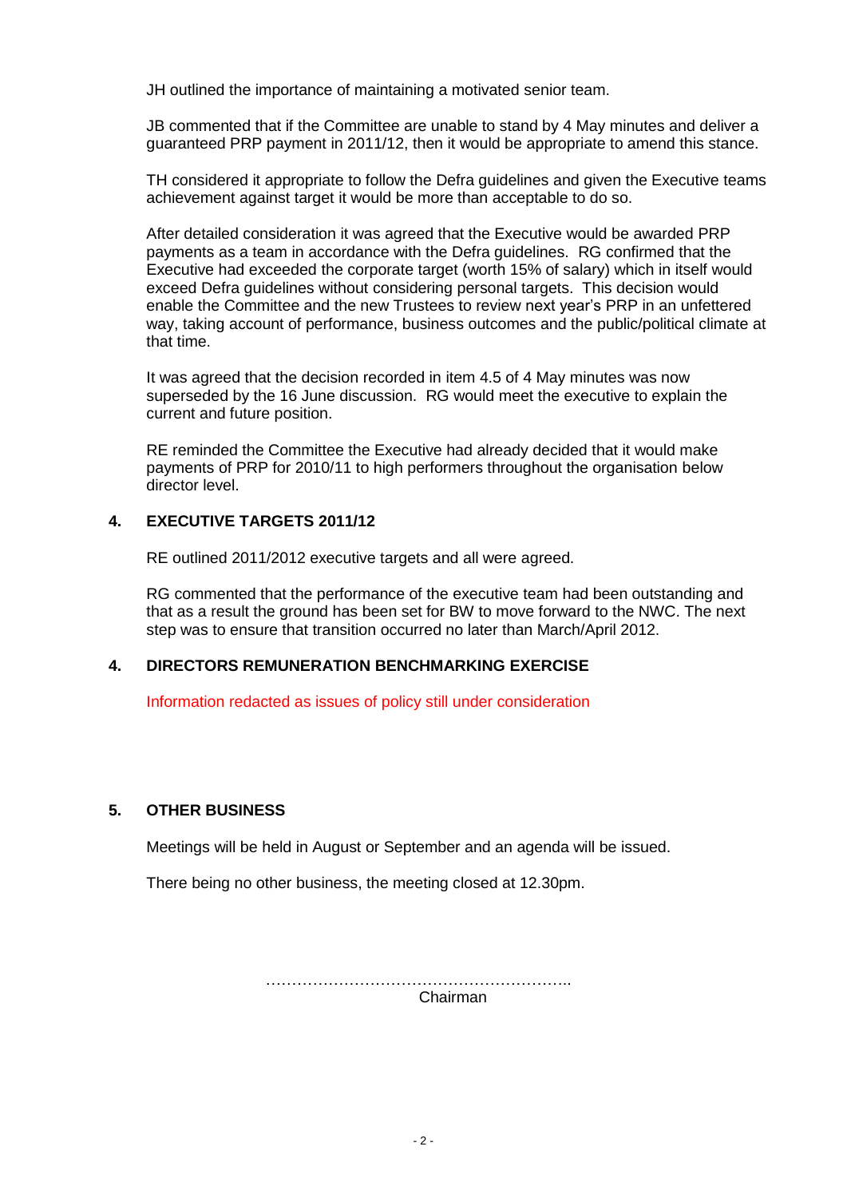JH outlined the importance of maintaining a motivated senior team.

JB commented that if the Committee are unable to stand by 4 May minutes and deliver a guaranteed PRP payment in 2011/12, then it would be appropriate to amend this stance.

TH considered it appropriate to follow the Defra guidelines and given the Executive teams achievement against target it would be more than acceptable to do so.

After detailed consideration it was agreed that the Executive would be awarded PRP payments as a team in accordance with the Defra guidelines. RG confirmed that the Executive had exceeded the corporate target (worth 15% of salary) which in itself would exceed Defra guidelines without considering personal targets. This decision would enable the Committee and the new Trustees to review next year's PRP in an unfettered way, taking account of performance, business outcomes and the public/political climate at that time.

It was agreed that the decision recorded in item 4.5 of 4 May minutes was now superseded by the 16 June discussion. RG would meet the executive to explain the current and future position.

RE reminded the Committee the Executive had already decided that it would make payments of PRP for 2010/11 to high performers throughout the organisation below director level.

## 4. EXECUTIVE TARGETS 2011/12

RE outlined 2011/2012 executive targets and all were agreed.

RG commented that the performance of the executive team had been outstanding and that as a result the ground has been set for BW to move forward to the NWC. The next step was to ensure that transition occurred no later than March/April 2012.

## 4. DIRECTORS REMUNERATION BENCHMARKING EXERCISE

Information redacted as issues of policy still under consideration

## 5. OTHER BUSINESS

Meetings will be held in August or September and an agenda will be issued.

There being no other business, the meeting closed at 12.30pm.

…………………………………………………..
Chairman